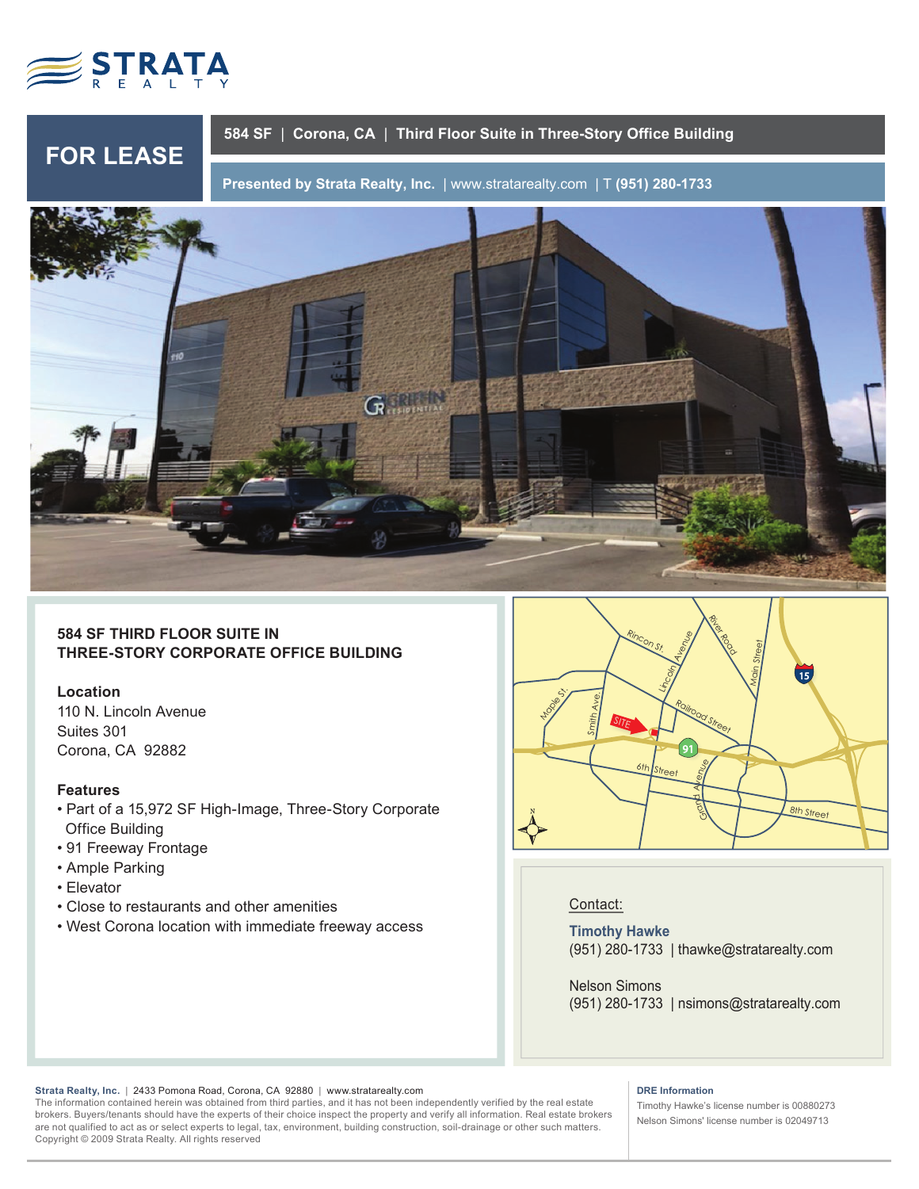STRATA REALTY

# FOR LEASE

**584 SF | Corona, CA | Third Floor Suite in Three-Story Office Building**

**Presented by Strata Realty, Inc.** | www.stratarealty.com | T **(951) 280-1733**

## 584 SF THIRD FLOOR SUITE IN THREE-STORY CORPORATE OFFICE BUILDING

**Location**
110 N. Lincoln Avenue
Suites 301
Corona, CA 92882

**Features**

- Part of a 15,972 SF High-Image, Three-Story Corporate Office Building
- 91 Freeway Frontage
- Ample Parking
- Elevator
- Close to restaurants and other amenities
- West Corona location with immediate freeway access

Contact:

**Timothy Hawke**
(951) 280-1733 | thawke@stratarealty.com

Nelson Simons
(951) 280-1733 | nsimons@stratarealty.com

**Strata Realty, Inc.** | 2433 Pomona Road, Corona, CA 92880 | www.stratarealty.com
The information contained herein was obtained from third parties, and it has not been independently verified by the real estate brokers. Buyers/tenants should have the experts of their choice inspect the property and verify all information. Real estate brokers are not qualified to act as or select experts to legal, tax, environment, building construction, soil-drainage or other such matters.
Copyright © 2009 Strata Realty. All rights reserved

**DRE Information**
Timothy Hawke's license number is 00880273
Nelson Simons' license number is 02049713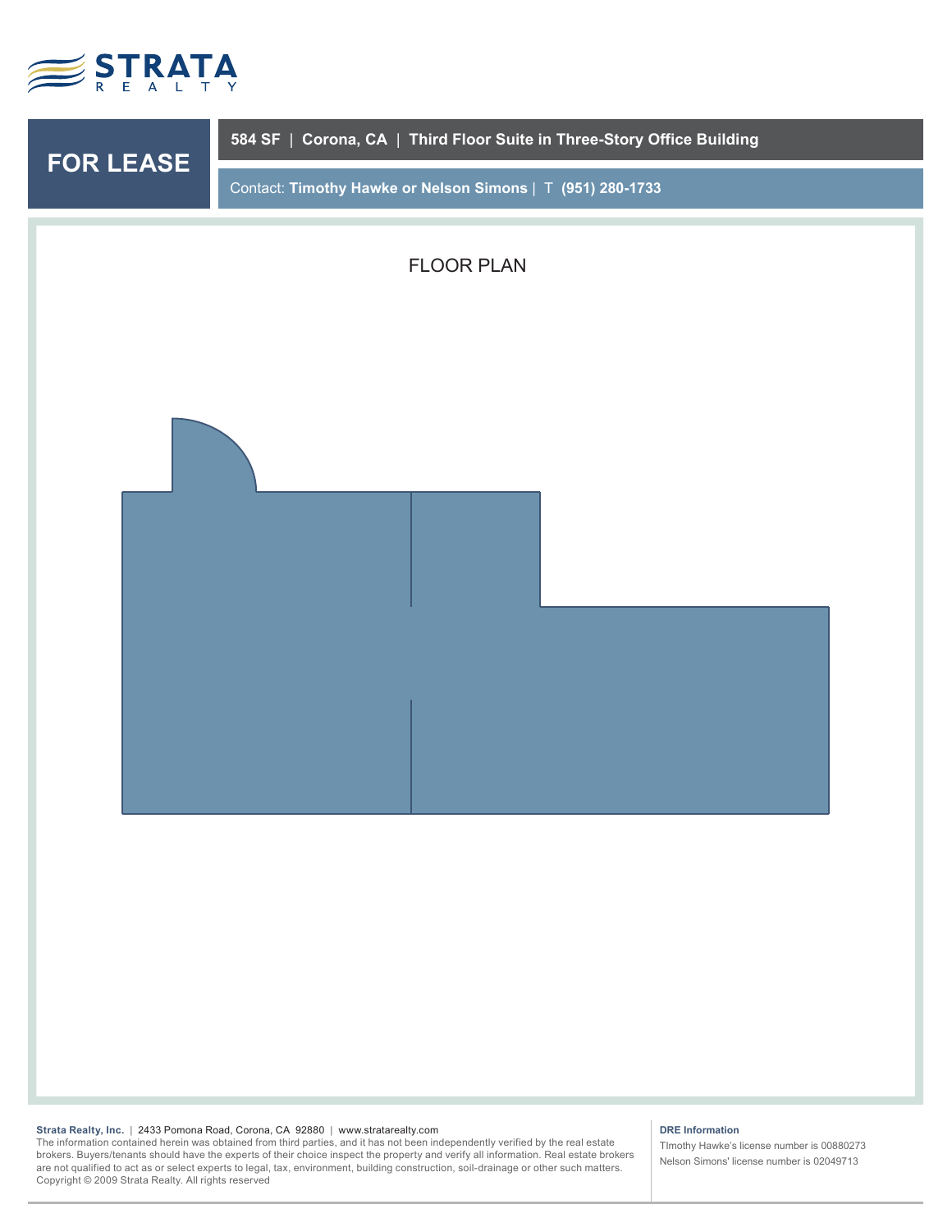STRATA
REALTY

# FOR LEASE

**584 SF | Corona, CA | Third Floor Suite in Three-Story Office Building**

Contact: **Timothy Hawke or Nelson Simons** | T **(951) 280-1733**

## FLOOR PLAN

**Strata Realty, Inc.** | 2433 Pomona Road, Corona, CA 92880 | www.stratarealty.com
The information contained herein was obtained from third parties, and it has not been independently verified by the real estate brokers. Buyers/tenants should have the experts of their choice inspect the property and verify all information. Real estate brokers are not qualified to act as or select experts to legal, tax, environment, building construction, soil-drainage or other such matters.
Copyright © 2009 Strata Realty. All rights reserved

**DRE Information**
TImothy Hawke's license number is 00880273
Nelson Simons' license number is 02049713